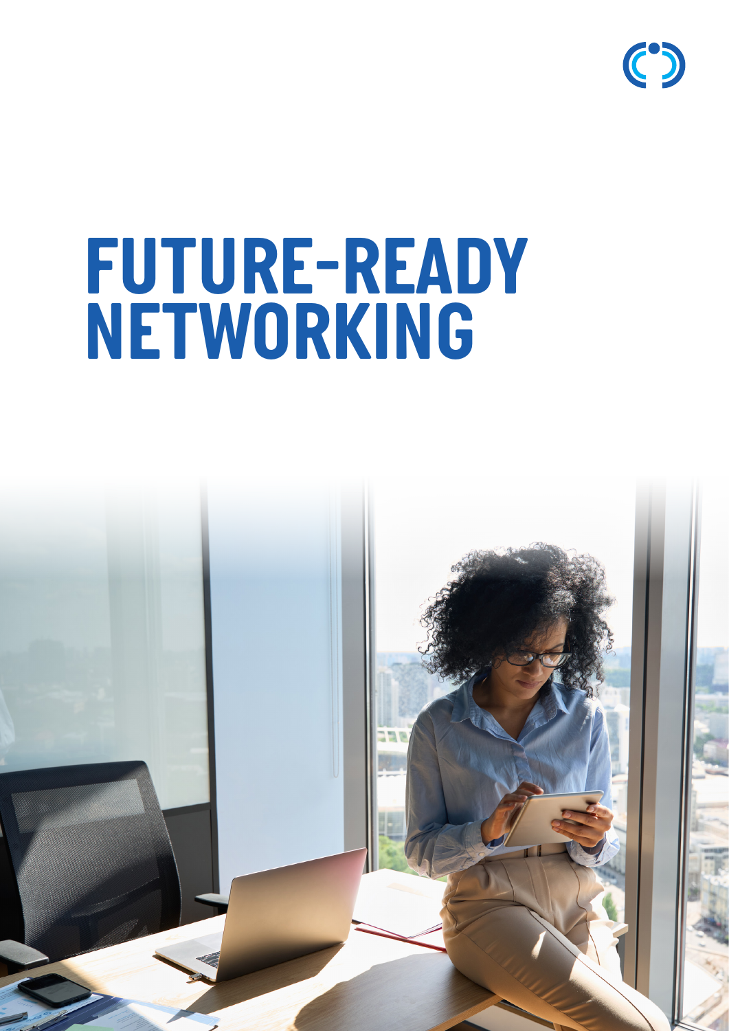# FUTURE-READY NETWORKING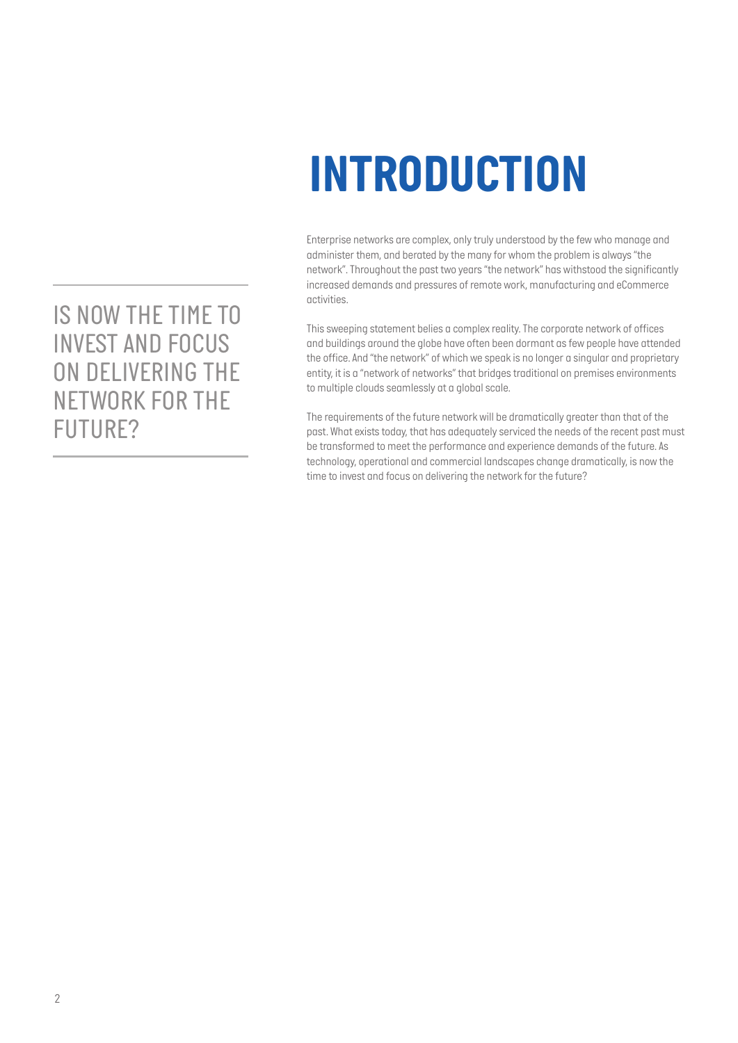# INTRODUCTION

IS NOW THE TIME TO INVEST AND FOCUS ON DELIVERING THE NETWORK FOR THE FUTURE?

Enterprise networks are complex, only truly understood by the few who manage and administer them, and berated by the many for whom the problem is always "the network". Throughout the past two years "the network" has withstood the significantly increased demands and pressures of remote work, manufacturing and eCommerce activities.

This sweeping statement belies a complex reality. The corporate network of offices and buildings around the globe have often been dormant as few people have attended the office. And "the network" of which we speak is no longer a singular and proprietary entity, it is a "network of networks" that bridges traditional on premises environments to multiple clouds seamlessly at a global scale.

The requirements of the future network will be dramatically greater than that of the past. What exists today, that has adequately serviced the needs of the recent past must be transformed to meet the performance and experience demands of the future. As technology, operational and commercial landscapes change dramatically, is now the time to invest and focus on delivering the network for the future?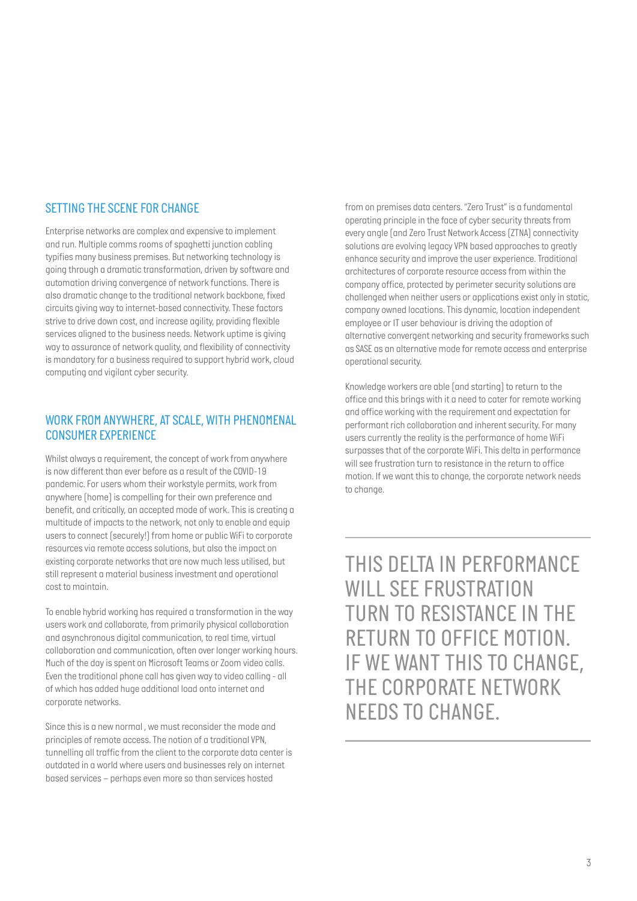## SETTING THE SCENE FOR CHANGE

Enterprise networks are complex and expensive to implement and run. Multiple comms rooms of spaghetti junction cabling typifies many business premises. But networking technology is going through a dramatic transformation, driven by software and automation driving convergence of network functions. There is also dramatic change to the traditional network backbone, fixed circuits giving way to internet-based connectivity. These factors strive to drive down cost, and increase agility, providing flexible services aligned to the business needs. Network uptime is giving way to assurance of network quality, and flexibility of connectivity is mandatory for a business required to support hybrid work, cloud computing and vigilant cyber security.

## WORK FROM ANYWHERE, AT SCALE, WITH PHENOMENAL CONSUMER EXPERIENCE

Whilst always a requirement, the concept of work from anywhere is now different than ever before as a result of the COVID-19 pandemic. For users whom their workstyle permits, work from anywhere (home) is compelling for their own preference and benefit, and critically, an accepted mode of work. This is creating a multitude of impacts to the network, not only to enable and equip users to connect (securely!) from home or public WiFi to corporate resources via remote access solutions, but also the impact on existing corporate networks that are now much less utilised, but still represent a material business investment and operational cost to maintain.

To enable hybrid working has required a transformation in the way users work and collaborate, from primarily physical collaboration and asynchronous digital communication, to real time, virtual collaboration and communication, often over longer working hours. Much of the day is spent on Microsoft Teams or Zoom video calls. Even the traditional phone call has given way to video calling - all of which has added huge additional load onto internet and corporate networks.

Since this is a new normal , we must reconsider the mode and principles of remote access. The notion of a traditional VPN, tunnelling all traffic from the client to the corporate data center is outdated in a world where users and businesses rely on internet based services – perhaps even more so than services hosted from on premises data centers. "Zero Trust" is a fundamental operating principle in the face of cyber security threats from every angle (and Zero Trust Network Access (ZTNA) connectivity solutions are evolving legacy VPN based approaches to greatly enhance security and improve the user experience. Traditional architectures of corporate resource access from within the company office, protected by perimeter security solutions are challenged when neither users or applications exist only in static, company owned locations. This dynamic, location independent employee or IT user behaviour is driving the adoption of alternative convergent networking and security frameworks such as SASE as an alternative mode for remote access and enterprise operational security.

Knowledge workers are able (and starting) to return to the office and this brings with it a need to cater for remote working and office working with the requirement and expectation for performant rich collaboration and inherent security. For many users currently the reality is the performance of home WiFi surpasses that of the corporate WiFi. This delta in performance will see frustration turn to resistance in the return to office motion. If we want this to change, the corporate network needs to change.

---

THIS DELTA IN PERFORMANCE WILL SEE FRUSTRATION TURN TO RESISTANCE IN THE RETURN TO OFFICE MOTION. IF WE WANT THIS TO CHANGE, THE CORPORATE NETWORK NEEDS TO CHANGE.

---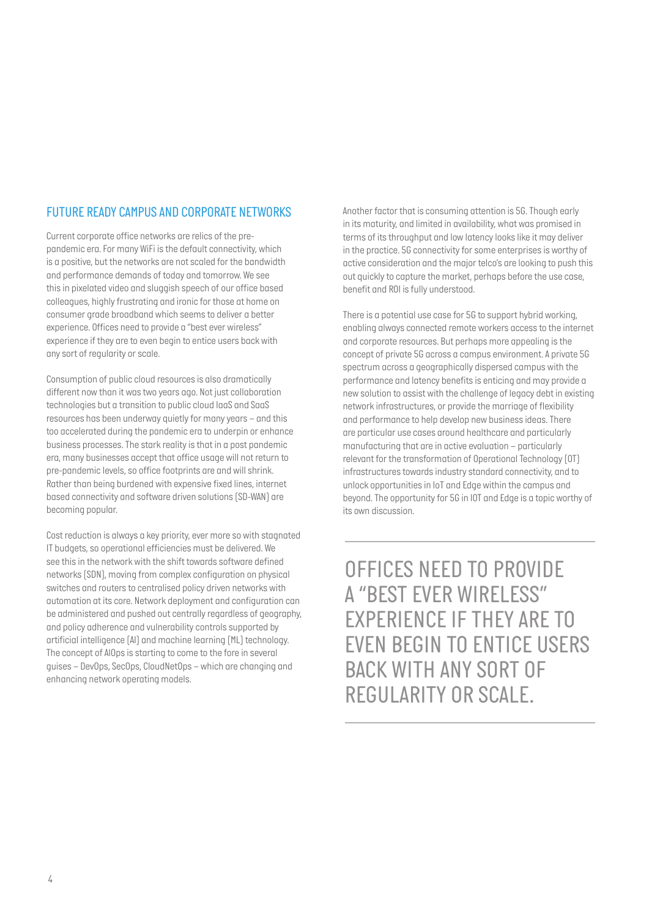## FUTURE READY CAMPUS AND CORPORATE NETWORKS

Current corporate office networks are relics of the pre-pandemic era. For many WiFi is the default connectivity, which is a positive, but the networks are not scaled for the bandwidth and performance demands of today and tomorrow. We see this in pixelated video and sluggish speech of our office based colleagues, highly frustrating and ironic for those at home on consumer grade broadband which seems to deliver a better experience. Offices need to provide a "best ever wireless" experience if they are to even begin to entice users back with any sort of regularity or scale.

Consumption of public cloud resources is also dramatically different now than it was two years ago. Not just collaboration technologies but a transition to public cloud IaaS and SaaS resources has been underway quietly for many years – and this too accelerated during the pandemic era to underpin or enhance business processes. The stark reality is that in a post pandemic era, many businesses accept that office usage will not return to pre-pandemic levels, so office footprints are and will shrink. Rather than being burdened with expensive fixed lines, internet based connectivity and software driven solutions (SD-WAN) are becoming popular.

Cost reduction is always a key priority, ever more so with stagnated IT budgets, so operational efficiencies must be delivered. We see this in the network with the shift towards software defined networks (SDN), moving from complex configuration on physical switches and routers to centralised policy driven networks with automation at its core. Network deployment and configuration can be administered and pushed out centrally regardless of geography, and policy adherence and vulnerability controls supported by artificial intelligence (AI) and machine learning (ML) technology. The concept of AIOps is starting to come to the fore in several guises – DevOps, SecOps, CloudNetOps – which are changing and enhancing network operating models.

Another factor that is consuming attention is 5G. Though early in its maturity, and limited in availability, what was promised in terms of its throughput and low latency looks like it may deliver in the practice. 5G connectivity for some enterprises is worthy of active consideration and the major telco's are looking to push this out quickly to capture the market, perhaps before the use case, benefit and ROI is fully understood.

There is a potential use case for 5G to support hybrid working, enabling always connected remote workers access to the internet and corporate resources. But perhaps more appealing is the concept of private 5G across a campus environment. A private 5G spectrum across a geographically dispersed campus with the performance and latency benefits is enticing and may provide a new solution to assist with the challenge of legacy debt in existing network infrastructures, or provide the marriage of flexibility and performance to help develop new business ideas. There are particular use cases around healthcare and particularly manufacturing that are in active evaluation – particularly relevant for the transformation of Operational Technology (OT) infrastructures towards industry standard connectivity, and to unlock opportunities in IoT and Edge within the campus and beyond. The opportunity for 5G in IOT and Edge is a topic worthy of its own discussion.

OFFICES NEED TO PROVIDE A "BEST EVER WIRELESS" EXPERIENCE IF THEY ARE TO EVEN BEGIN TO ENTICE USERS BACK WITH ANY SORT OF REGULARITY OR SCALE.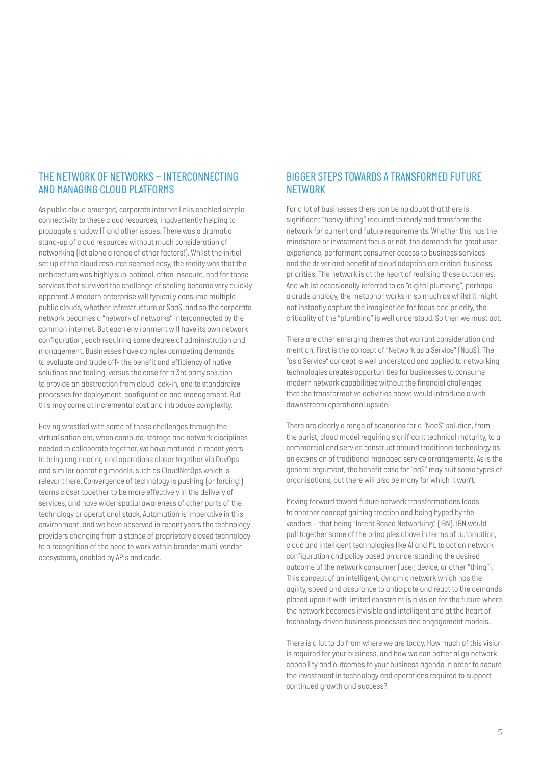## THE NETWORK OF NETWORKS – INTERCONNECTING AND MANAGING CLOUD PLATFORMS

As public cloud emerged, corporate internet links enabled simple connectivity to these cloud resources, inadvertently helping to propagate shadow IT and other issues. There was a dramatic stand-up of cloud resources without much consideration of networking (let alone a range of other factors!). Whilst the initial set up of the cloud resource seemed easy, the reality was that the architecture was highly sub-optimal, often insecure, and for those services that survived the challenge of scaling became very quickly apparent. A modern enterprise will typically consume multiple public clouds, whether infrastructure or SaaS, and so the corporate network becomes a "network of networks" interconnected by the common internet. But each environment will have its own network configuration, each requiring some degree of administration and management. Businesses have complex competing demands to evaluate and trade off- the benefit and efficiency of native solutions and tooling, versus the case for a 3rd party solution to provide an abstraction from cloud lock-in, and to standardise processes for deployment, configuration and management. But this may come at incremental cost and introduce complexity.

Having wrestled with some of these challenges through the virtualisation era, when compute, storage and network disciplines needed to collaborate together, we have matured in recent years to bring engineering and operations closer together via DevOps and similar operating models, such as CloudNetOps which is relevant here. Convergence of technology is pushing (or forcing!) teams closer together to be more effectively in the delivery of services, and have wider spatial awareness of other parts of the technology or operational stack. Automation is imperative in this environment, and we have observed in recent years the technology providers changing from a stance of proprietary closed technology to a recognition of the need to work within broader multi-vendor ecosystems, enabled by APIs and code.

## BIGGER STEPS TOWARDS A TRANSFORMED FUTURE NETWORK

For a lot of businesses there can be no doubt that there is significant "heavy lifting" required to ready and transform the network for current and future requirements. Whether this has the mindshare or investment focus or not, the demands for great user experience, performant consumer access to business services and the driver and benefit of cloud adoption are critical business priorities. The network is at the heart of realising those outcomes. And whilst occasionally referred to as "digital plumbing", perhaps a crude analogy, the metaphor works in so much as whilst it might not instantly capture the imagination for focus and priority, the criticality of the "plumbing" is well understood. So then we must act.

There are other emerging themes that warrant consideration and mention. First is the concept of "Network as a Service" (NaaS). The "as a Service" concept is well understood and applied to networking technologies creates opportunities for businesses to consume modern network capabilities without the financial challenges that the transformative activities above would introduce a with downstream operational upside.

There are clearly a range of scenarios for a "NaaS" solution, from the purist, cloud model requiring significant technical maturity, to a commercial and service construct around traditional technology as an extension of traditional managed service arrangements. As is the general argument, the benefit case for "aaS" may suit some types of organisations, but there will also be many for which it won't.

Moving forward toward future network transformations leads to another concept gaining traction and being hyped by the vendors – that being "Intent Based Networking" (IBN). IBN would pull together some of the principles above in terms of automation, cloud and intelligent technologies like AI and ML to action network configuration and policy based on understanding the desired outcome of the network consumer (user, device, or other "thing"). This concept of an intelligent, dynamic network which has the agility, speed and assurance to anticipate and react to the demands placed upon it with limited constraint is a vision for the future where the network becomes invisible and intelligent and at the heart of technology driven business processes and engagement models.

There is a lot to do from where we are today. How much of this vision is required for your business, and how we can better align network capability and outcomes to your business agenda in order to secure the investment in technology and operations required to support continued growth and success?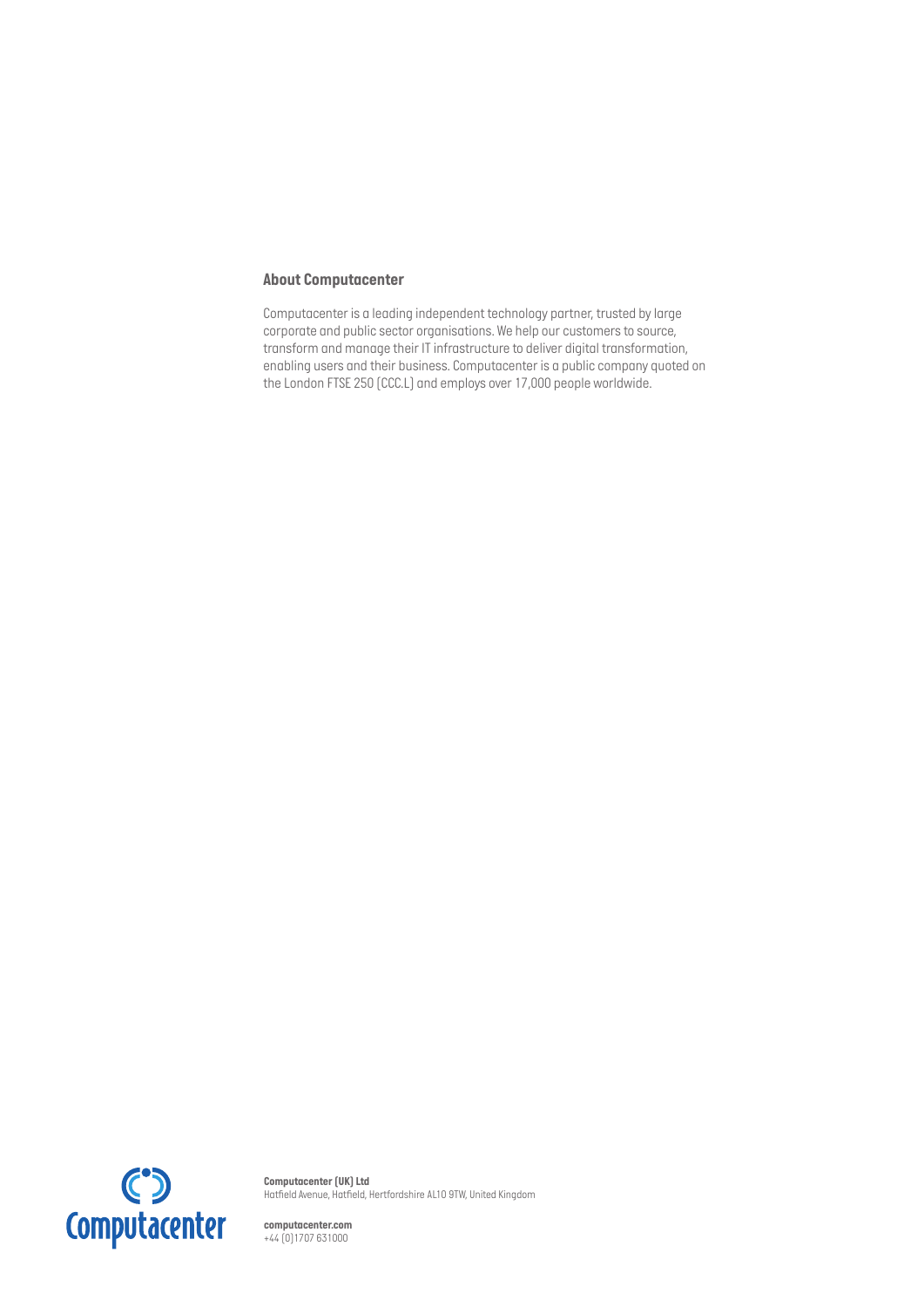## About Computacenter

Computacenter is a leading independent technology partner, trusted by large corporate and public sector organisations. We help our customers to source, transform and manage their IT infrastructure to deliver digital transformation, enabling users and their business. Computacenter is a public company quoted on the London FTSE 250 (CCC.L) and employs over 17,000 people worldwide.

Computacenter

**Computacenter (UK) Ltd**
Hatfield Avenue, Hatfield, Hertfordshire AL10 9TW, United Kingdom

**computacenter.com**
+44 (0)1707 631000